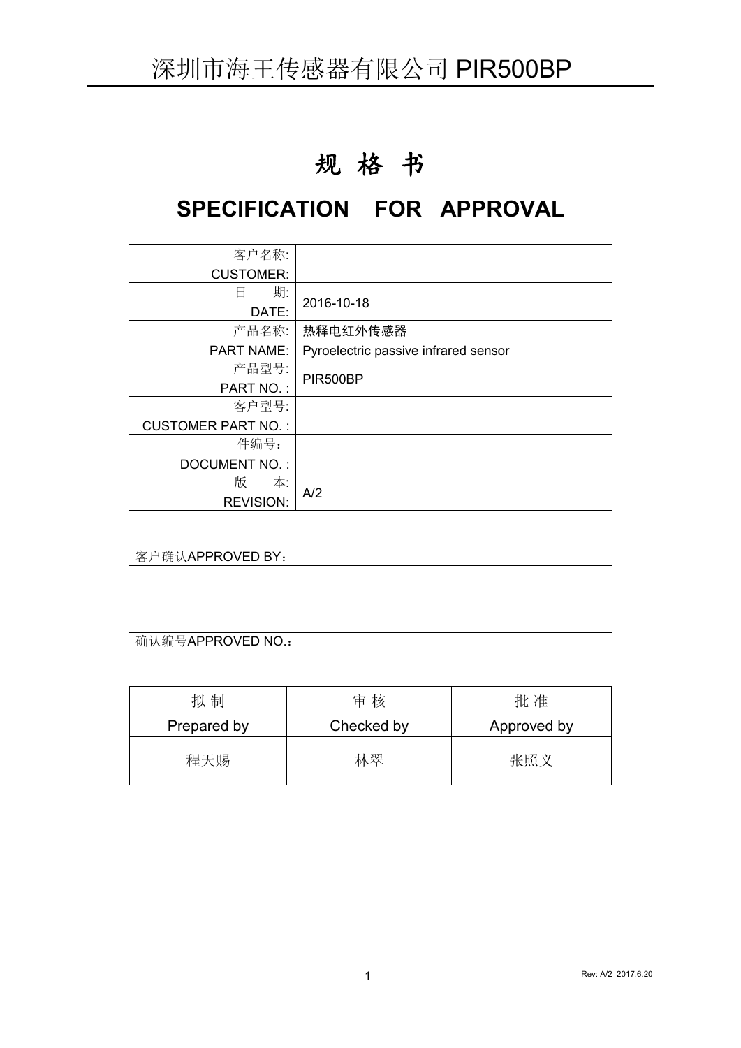# 深圳市海王传感器有限公司 PIR500BP

# 规 格 书

# SPECIFICATION FOR APPROVAL

| | |
|---|---|
| 客户名称: CUSTOMER: | |
| 日 期: DATE: | 2016-10-18 |
| 产品名称: PART NAME: | 热释电红外传感器 Pyroelectric passive infrared sensor |
| 产品型号: PART NO. : | PIR500BP |
| 客户型号: CUSTOMER PART NO. : | |
| 件编号： DOCUMENT NO. : | |
| 版 本: REVISION: | A/2 |

| 客户确认APPROVED BY： |
|---|
| |
| 确认编号APPROVED NO.： |

| 拟 制 Prepared by | 审 核 Checked by | 批 准 Approved by |
|---|---|---|
| 程天赐 | 林翠 | 张照义 |

Rev: A/2 2017.6.20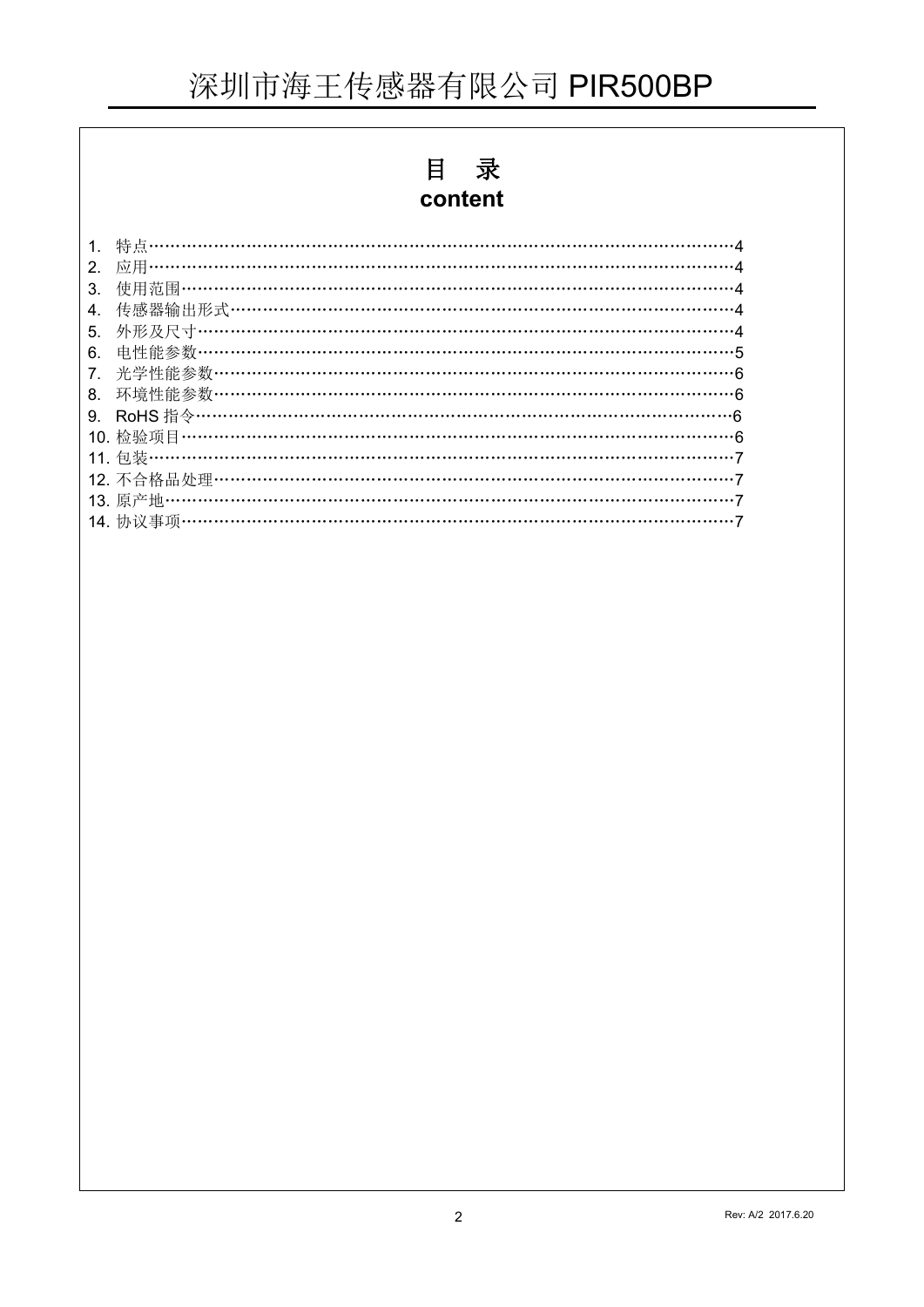# 目 录
# content

1. 特点……………………………………………………………………………………………………4
2. 应用……………………………………………………………………………………………………4
3. 使用范围………………………………………………………………………………………………4
4. 传感器输出形式………………………………………………………………………………………4
5. 外形及尺寸……………………………………………………………………………………………4
6. 电性能参数……………………………………………………………………………………………5
7. 光学性能参数…………………………………………………………………………………………6
8. 环境性能参数…………………………………………………………………………………………6
9. RoHS 指令……………………………………………………………………………………………6
10. 检验项目……………………………………………………………………………………………6
11. 包装…………………………………………………………………………………………………7
12. 不合格品处理………………………………………………………………………………………7
13. 原产地………………………………………………………………………………………………7
14. 协议事项……………………………………………………………………………………………7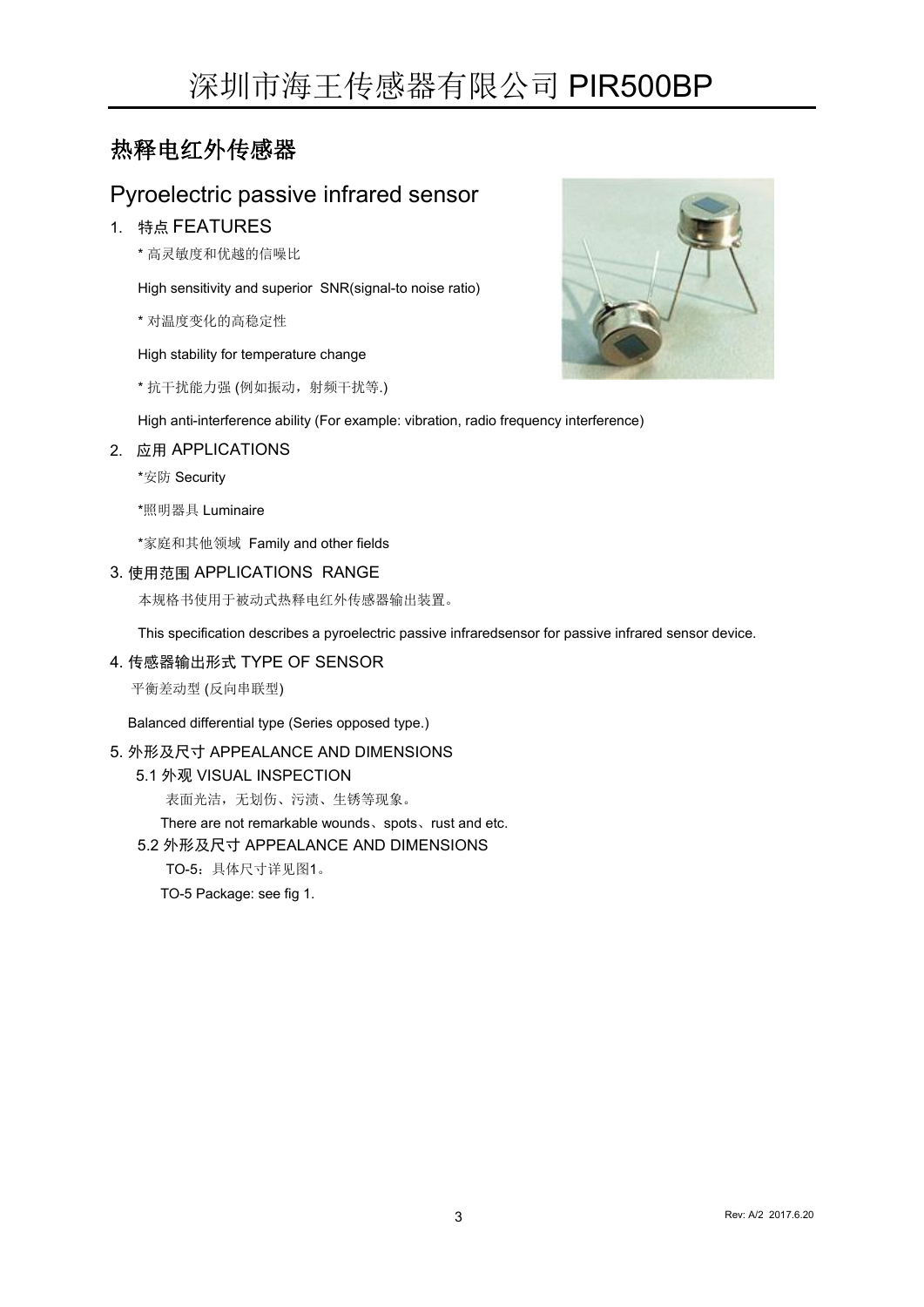# 热释电红外传感器

## Pyroelectric passive infrared sensor

1. 特点 FEATURES

   * 高灵敏度和优越的信噪比

   High sensitivity and superior SNR(signal-to noise ratio)

   * 对温度变化的高稳定性

   High stability for temperature change

   * 抗干扰能力强 (例如振动，射频干扰等.)

   High anti-interference ability (For example: vibration, radio frequency interference)

2. 应用 APPLICATIONS

   *安防 Security

   *照明器具 Luminaire

   *家庭和其他领域 Family and other fields

3. 使用范围 APPLICATIONS RANGE

   本规格书使用于被动式热释电红外传感器输出装置。

   This specification describes a pyroelectric passive infraredsensor for passive infrared sensor device.

4. 传感器输出形式 TYPE OF SENSOR

   平衡差动型 (反向串联型)

   Balanced differential type (Series opposed type.)

5. 外形及尺寸 APPEALANCE AND DIMENSIONS

   5.1 外观 VISUAL INSPECTION

   表面光洁，无划伤、污渍、生锈等现象。

   There are not remarkable wounds、spots、rust and etc.

   5.2 外形及尺寸 APPEALANCE AND DIMENSIONS

   TO-5：具体尺寸详见图1。

   TO-5 Package: see fig 1.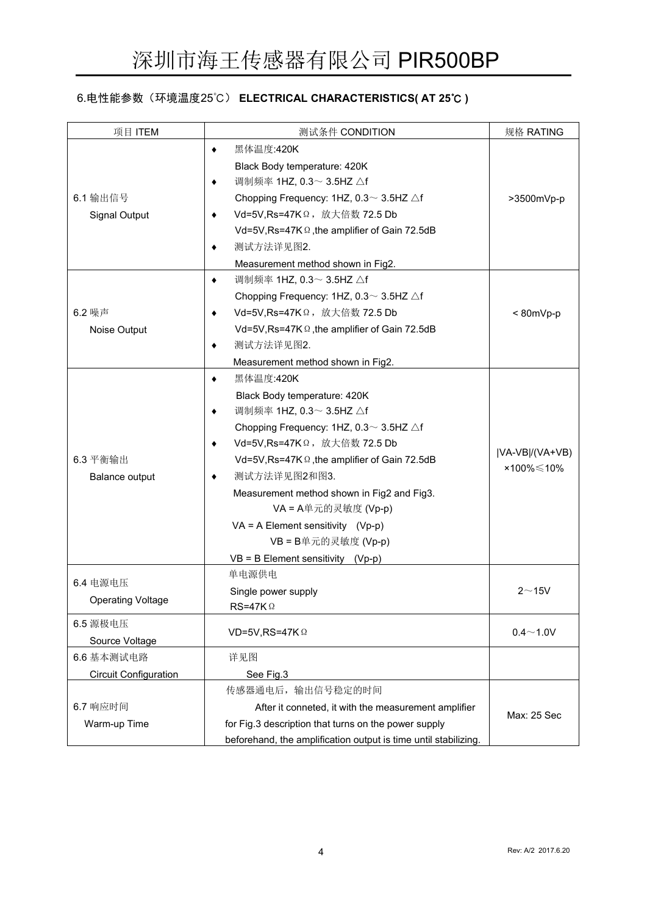## 6.电性能参数（环境温度25℃） **ELECTRICAL CHARACTERISTICS( AT 25℃ )**

| 项目 ITEM | 测试条件 CONDITION | 规格 RATING |
|---|---|---|
| 6.1 输出信号<br>Signal Output | ♦ 黑体温度:420K<br>Black Body temperature: 420K<br>♦ 调制频率 1HZ, 0.3～ 3.5HZ △f<br>Chopping Frequency: 1HZ, 0.3～ 3.5HZ △f<br>♦ Vd=5V,Rs=47KΩ，放大倍数 72.5 Db<br>Vd=5V,Rs=47KΩ,the amplifier of Gain 72.5dB<br>♦ 测试方法详见图2.<br>Measurement method shown in Fig2. | >3500mVp-p |
| 6.2 噪声<br>Noise Output | ♦ 调制频率 1HZ, 0.3～ 3.5HZ △f<br>Chopping Frequency: 1HZ, 0.3～ 3.5HZ △f<br>♦ Vd=5V,Rs=47KΩ，放大倍数 72.5 Db<br>Vd=5V,Rs=47KΩ,the amplifier of Gain 72.5dB<br>♦ 测试方法详见图2.<br>Measurement method shown in Fig2. | < 80mVp-p |
| 6.3 平衡输出<br>Balance output | ♦ 黑体温度:420K<br>Black Body temperature: 420K<br>♦ 调制频率 1HZ, 0.3～ 3.5HZ △f<br>Chopping Frequency: 1HZ, 0.3～ 3.5HZ △f<br>♦ Vd=5V,Rs=47KΩ，放大倍数 72.5 Db<br>Vd=5V,Rs=47KΩ,the amplifier of Gain 72.5dB<br>♦ 测试方法详见图2和图3.<br>Measurement method shown in Fig2 and Fig3.<br>VA = A单元的灵敏度 (Vp-p)<br>VA = A Element sensitivity (Vp-p)<br>VB = B单元的灵敏度 (Vp-p)<br>VB = B Element sensitivity (Vp-p) | \|VA-VB\|/(VA+VB) ×100%≤10% |
| 6.4 电源电压<br>Operating Voltage | 单电源供电<br>Single power supply<br>RS=47KΩ | 2～15V |
| 6.5 源极电压<br>Source Voltage | VD=5V,RS=47KΩ | 0.4～1.0V |
| 6.6 基本测试电路<br>Circuit Configuration | 详见图<br>See Fig.3 | |
| 6.7 响应时间<br>Warm-up Time | 传感器通电后，输出信号稳定的时间<br>After it conneted, it with the measurement amplifier for Fig.3 description that turns on the power supply beforehand, the amplification output is time until stabilizing. | Max: 25 Sec |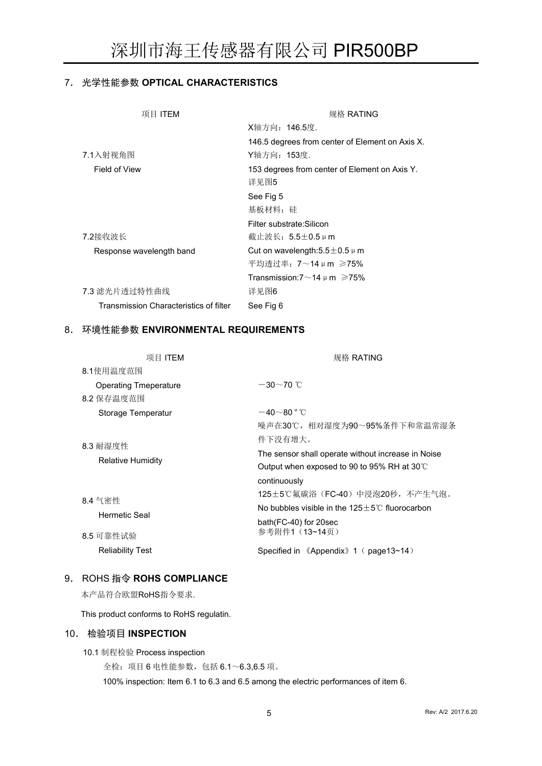## 7. 光学性能参数 OPTICAL CHARACTERISTICS

| 项目 ITEM | 规格 RATING |
| --- | --- |
| 7.1入射视角图<br>Field of View | X轴方向：146.5度.<br>146.5 degrees from center of Element on Axis X.<br>Y轴方向：153度.<br>153 degrees from center of Element on Axis Y.<br>详见图5<br>See Fig 5 |
| 7.2接收波长<br>Response wavelength band | 基板材料：硅<br>Filter substrate:Silicon<br>截止波长：5.5±0.5μm<br>Cut on wavelength:5.5±0.5μm<br>平均透过率：7～14μm ≥75%<br>Transmission:7～14μm ≥75% |
| 7.3 滤光片透过特性曲线<br>Transmission Characteristics of filter | 详见图6<br>See Fig 6 |

## 8. 环境性能参数 ENVIRONMENTAL REQUIREMENTS

| 项目 ITEM | 规格 RATING |
| --- | --- |
| 8.1使用温度范围<br>Operating Tmeperature | －30～70 ℃ |
| 8.2 保存温度范围<br>Storage Temperatur | －40～80 º ℃ |
| 8.3 耐湿度性<br>Relative Humidity | 噪声在30℃，相对湿度为90～95%条件下和常温常湿条件下没有增大。<br>The sensor shall operate without increase in Noise Output when exposed to 90 to 95% RH at 30℃ continuously |
| 8.4 气密性<br>Hermetic Seal | 125±5℃氟碳浴（FC-40）中浸泡20秒，不产生气泡。<br>No bubbles visible in the 125±5℃ fluorocarbon bath(FC-40) for 20sec |
| 8.5 可靠性试验<br>Reliability Test | 参考附件1（13~14页）<br>Specified in 《Appendix》1（ page13~14） |

## 9. ROHS 指令 ROHS COMPLIANCE

本产品符合欧盟RoHS指令要求.

This product conforms to RoHS regulatin.

## 10. 检验项目 INSPECTION

10.1 制程检验 Process inspection

全检：项目 6 电性能参数，包括 6.1～6.3,6.5 项。

100% inspection: Item 6.1 to 6.3 and 6.5 among the electric performances of item 6.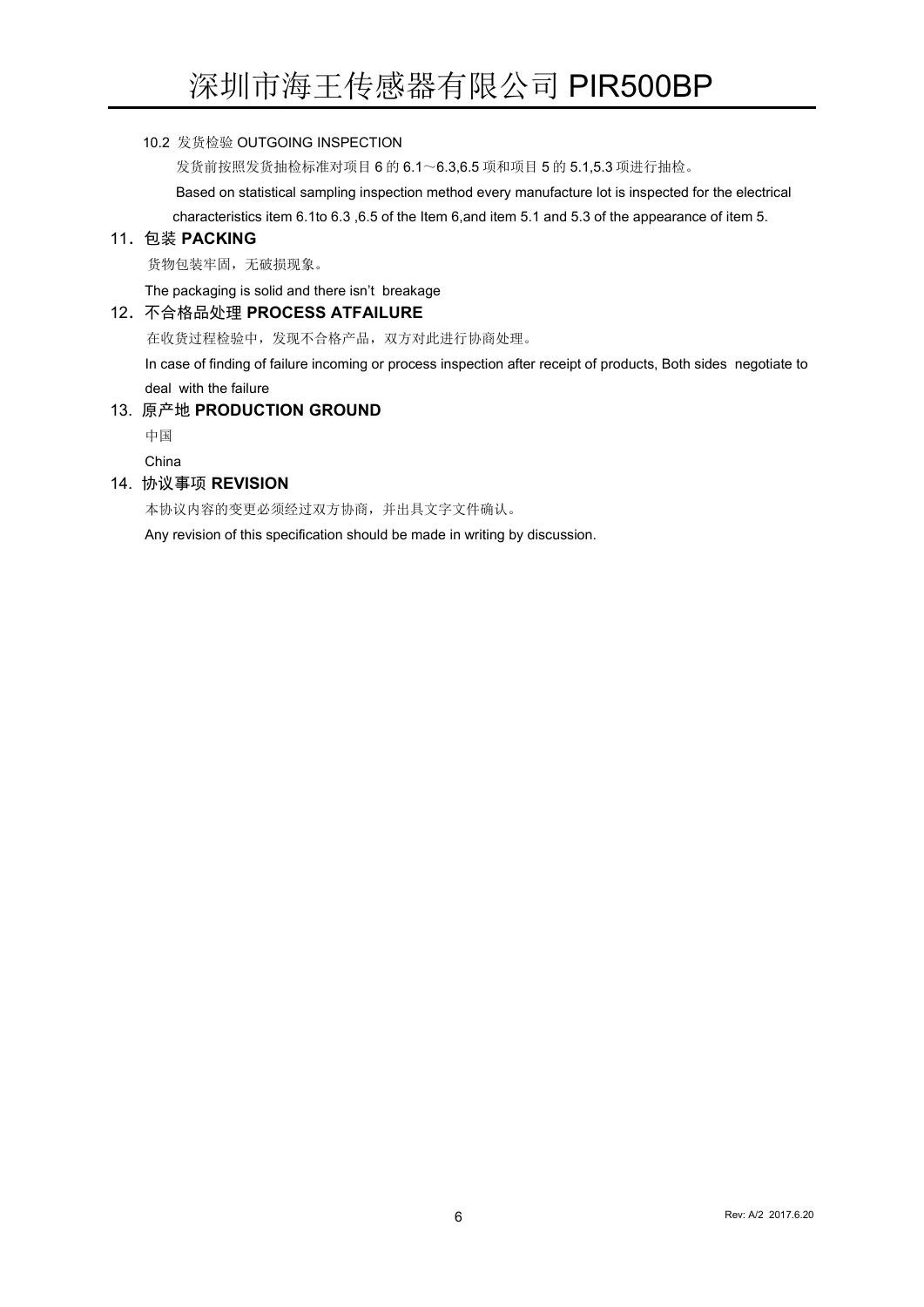10.2 发货检验 OUTGOING INSPECTION

发货前按照发货抽检标准对项目 6 的 6.1～6.3,6.5 项和项目 5 的 5.1,5.3 项进行抽检。

Based on statistical sampling inspection method every manufacture lot is inspected for the electrical characteristics item 6.1to 6.3 ,6.5 of the Item 6,and item 5.1 and 5.3 of the appearance of item 5.

## 11. 包装 PACKING

货物包装牢固，无破损现象。

The packaging is solid and there isn't breakage

## 12. 不合格品处理 PROCESS ATFAILURE

在收货过程检验中，发现不合格产品，双方对此进行协商处理。

In case of finding of failure incoming or process inspection after receipt of products, Both sides negotiate to deal with the failure

## 13. 原产地 PRODUCTION GROUND

中国

China

## 14. 协议事项 REVISION

本协议内容的变更必须经过双方协商，并出具文字文件确认。

Any revision of this specification should be made in writing by discussion.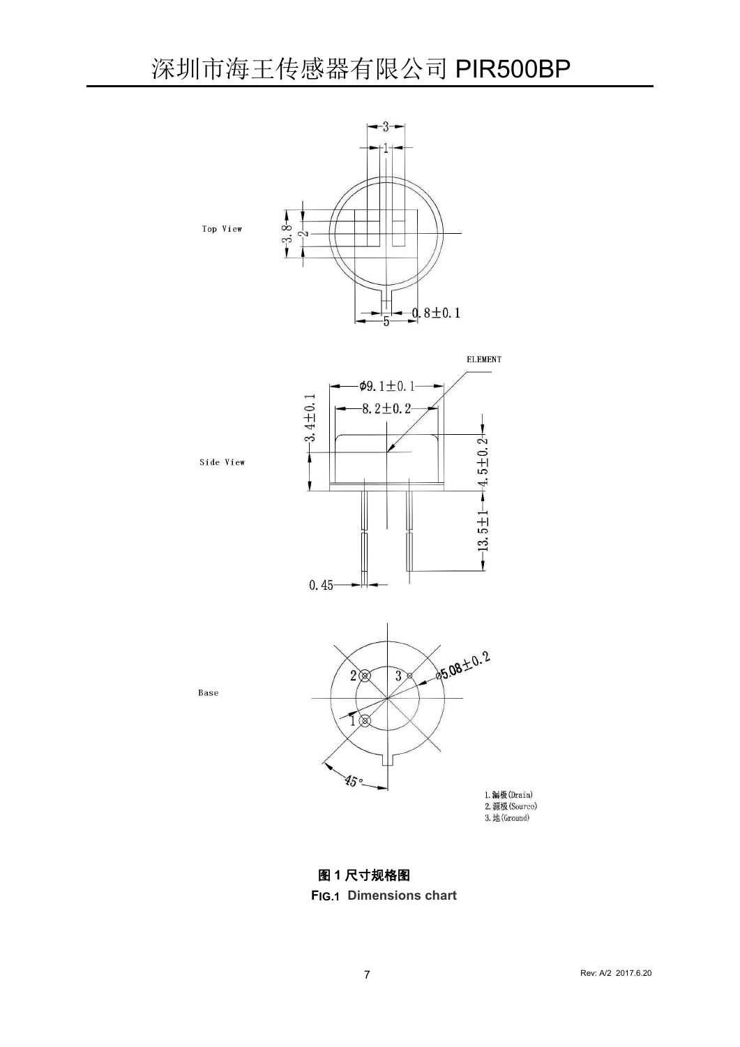Top View

Side View

Base

1. 漏极(Drain)
2. 源极(Source)
3. 地(Ground)

**图 1 尺寸规格图**

**FIG.1 Dimensions chart**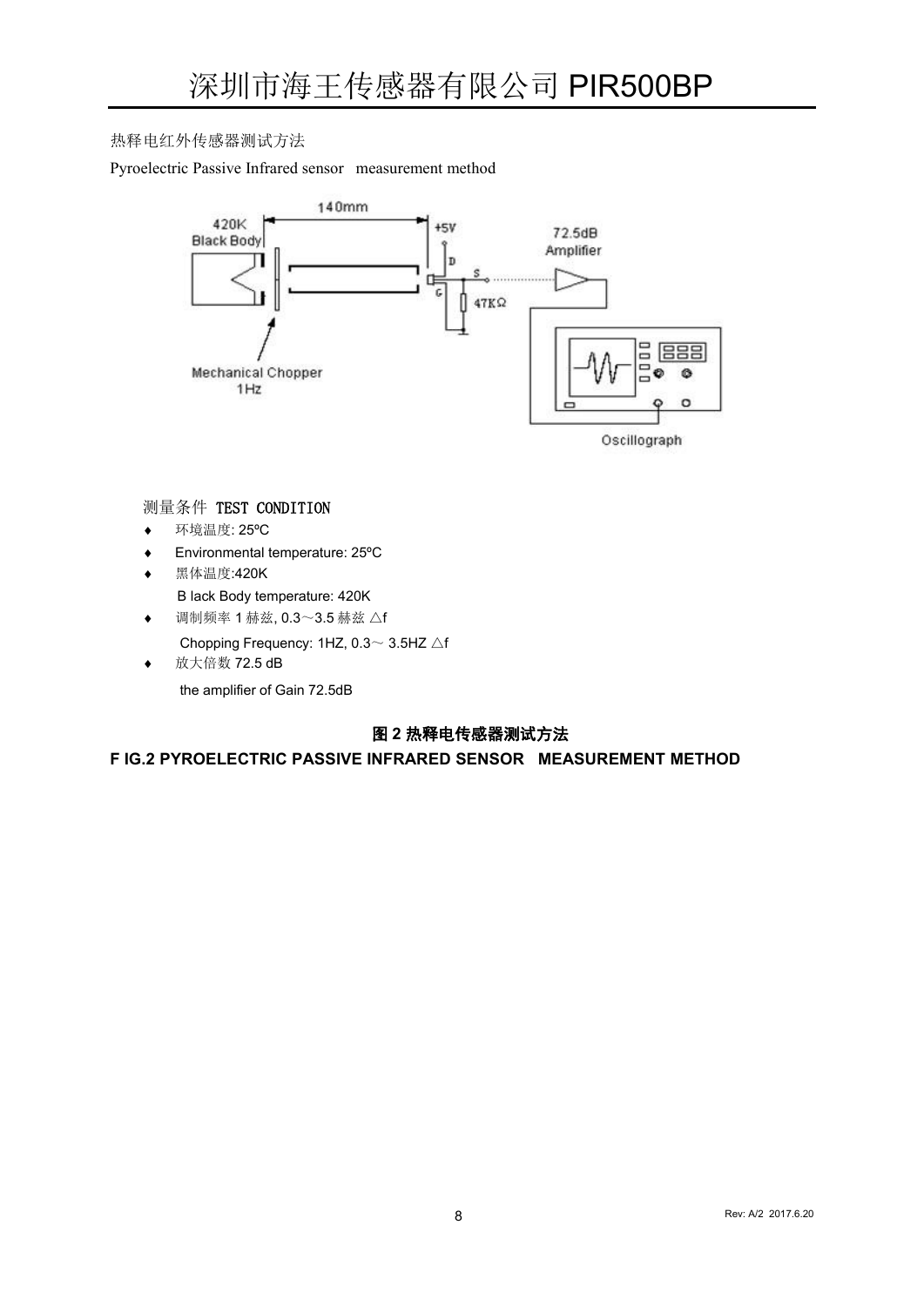热释电红外传感器测试方法

Pyroelectric Passive Infrared sensor measurement method

测量条件 TEST CONDITION

- 环境温度: 25ºC
- Environmental temperature: 25ºC
- 黑体温度:420K

  B lack Body temperature: 420K
- 调制频率 1 赫兹, 0.3～3.5 赫兹 △f

  Chopping Frequency: 1HZ, 0.3～ 3.5HZ △f
- 放大倍数 72.5 dB

  the amplifier of Gain 72.5dB

**图 2 热释电传感器测试方法**

**F IG.2 PYROELECTRIC PASSIVE INFRARED SENSOR MEASUREMENT METHOD**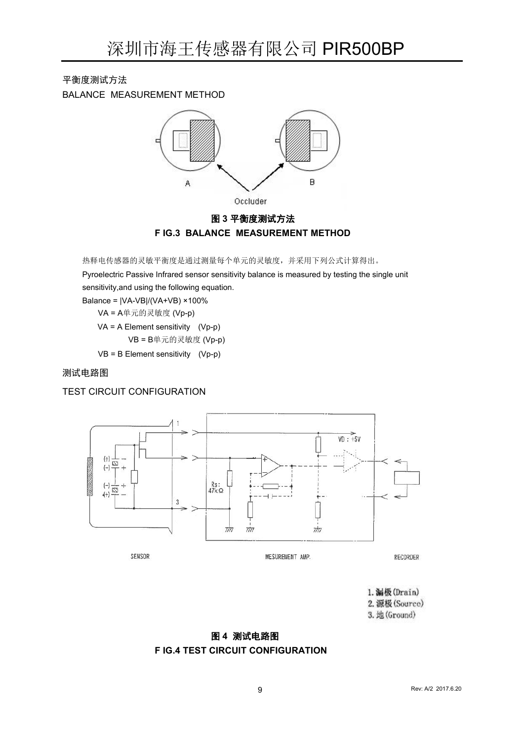平衡度测试方法

BALANCE MEASUREMENT METHOD

**图 3 平衡度测试方法**

**F IG.3 BALANCE MEASUREMENT METHOD**

热释电传感器的灵敏平衡度是通过测量每个单元的灵敏度，并采用下列公式计算得出。

Pyroelectric Passive Infrared sensor sensitivity balance is measured by testing the single unit sensitivity,and using the following equation.

Balance = |VA-VB|/(VA+VB) ×100%

VA = A单元的灵敏度 (Vp-p)

VA = A Element sensitivity (Vp-p)

VB = B单元的灵敏度 (Vp-p)

VB = B Element sensitivity (Vp-p)

测试电路图

TEST CIRCUIT CONFIGURATION

1. 漏极(Drain)
2. 源极(Source)
3. 地(Ground)

**图 4 测试电路图**

**F IG.4 TEST CIRCUIT CONFIGURATION**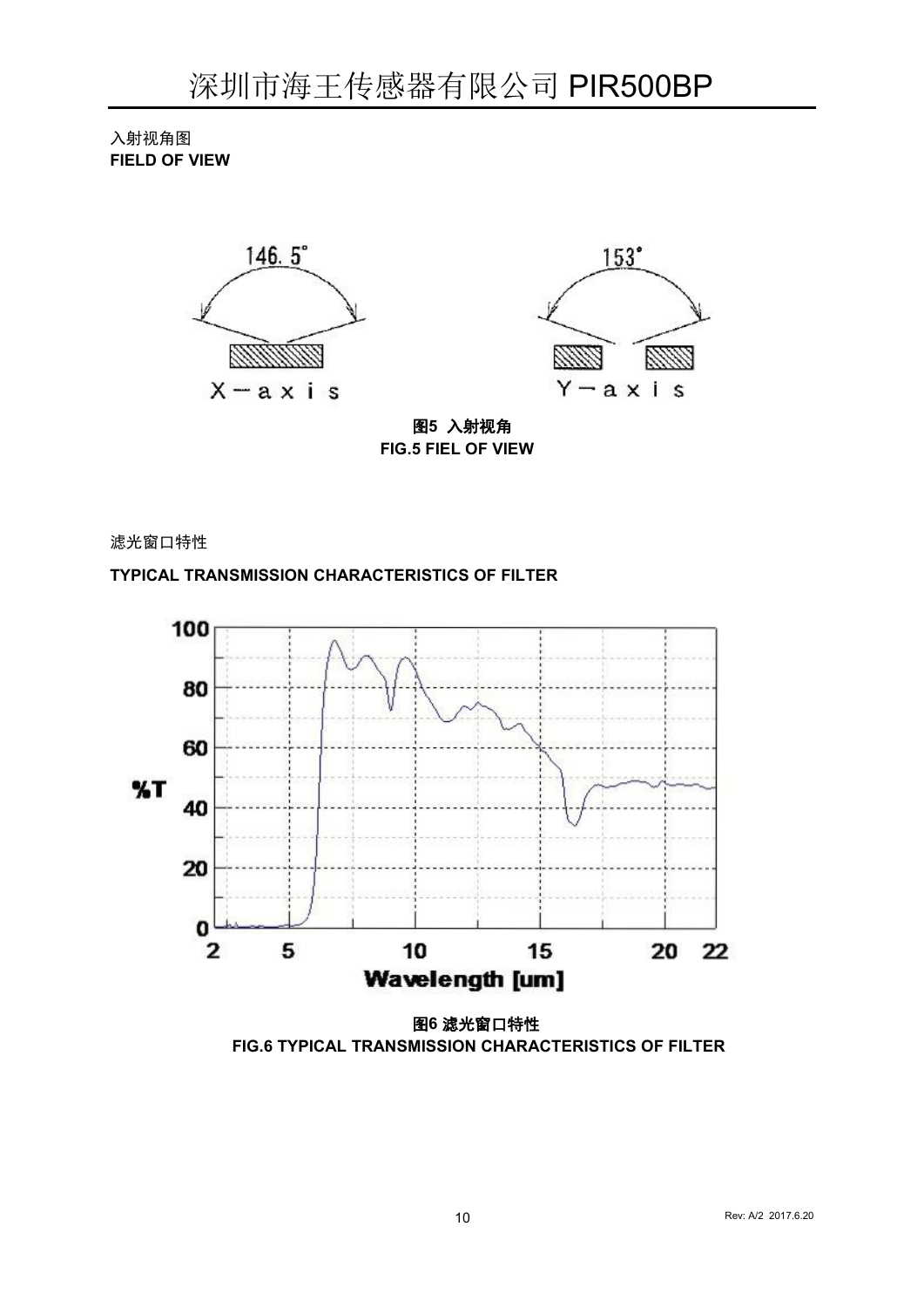入射视角图

**FIELD OF VIEW**

146.5°

X－axis

153°

Y－axis

**图5 入射视角**
**FIG.5 FIEL OF VIEW**

滤光窗口特性

**TYPICAL TRANSMISSION CHARACTERISTICS OF FILTER**

**图6 滤光窗口特性**
**FIG.6 TYPICAL TRANSMISSION CHARACTERISTICS OF FILTER**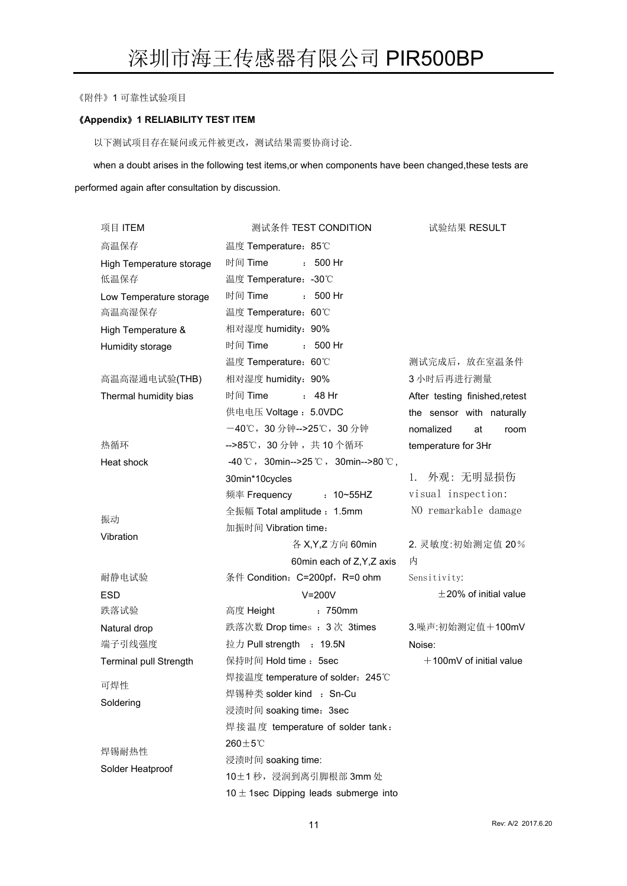《附件》1 可靠性试验项目

**《Appendix》1 RELIABILITY TEST ITEM**

以下测试项目存在疑问或元件被更改，测试结果需要协商讨论.

when a doubt arises in the following test items,or when components have been changed,these tests are performed again after consultation by discussion.

| 项目 ITEM | 测试条件 TEST CONDITION | 试验结果 RESULT |
|---|---|---|
| 高温保存<br>High Temperature storage | 温度 Temperature：85℃<br>时间 Time ： 500 Hr | |
| 低温保存<br>Low Temperature storage | 温度 Temperature：-30℃<br>时间 Time ： 500 Hr | |
| 高温高湿保存<br>High Temperature & Humidity storage | 温度 Temperature：60℃<br>相对湿度 humidity：90%<br>时间 Time ： 500 Hr | |
| 高温高湿通电试验(THB)<br>Thermal humidity bias | 温度 Temperature：60℃<br>相对湿度 humidity：90%<br>时间 Time ： 48 Hr<br>供电电压 Voltage：5.0VDC | 测试完成后，放在室温条件 3 小时后再进行测量<br>After testing finished,retest the sensor with naturally nomalized at room temperature for 3Hr |
| 热循环<br>Heat shock | －40℃，30 分钟-->25℃，30 分钟-->85℃，30 分钟，共 10 个循环<br>-40℃，30min-->25℃，30min-->80℃，30min*10cycles | 1. 外观：无明显损伤<br>visual inspection: NO remarkable damage |
| 振动<br>Vibration | 频率 Frequency ：10~55HZ<br>全振幅 Total amplitude：1.5mm<br>加振时间 Vibration time：<br>各 X,Y,Z 方向 60min<br>60min each of Z,Y,Z axis | 2. 灵敏度:初始测定值 20％内<br>Sensitivity: ±20% of initial value |
| 耐静电试验<br>ESD | 条件 Condition：C=200pf，R=0 ohm<br>V=200V | |
| 跌落试验<br>Natural drop | 高度 Height ：750mm<br>跌落次数 Drop times ：3 次 3times | 3.噪声:初始测定值＋100mV<br>Noise: ＋100mV of initial value |
| 端子引线强度<br>Terminal pull Strength | 拉力 Pull strength ：19.5N<br>保持时间 Hold time：5sec | |
| 可焊性<br>Soldering | 焊接温度 temperature of solder：245℃<br>焊锡种类 solder kind ：Sn-Cu<br>浸渍时间 soaking time：3sec | |
| 焊锡耐热性<br>Solder Heatproof | 焊接温度 temperature of solder tank：260±5℃<br>浸渍时间 soaking time:<br>10±1 秒，浸润到离引脚根部 3mm 处<br>10±1sec Dipping leads submerge into | |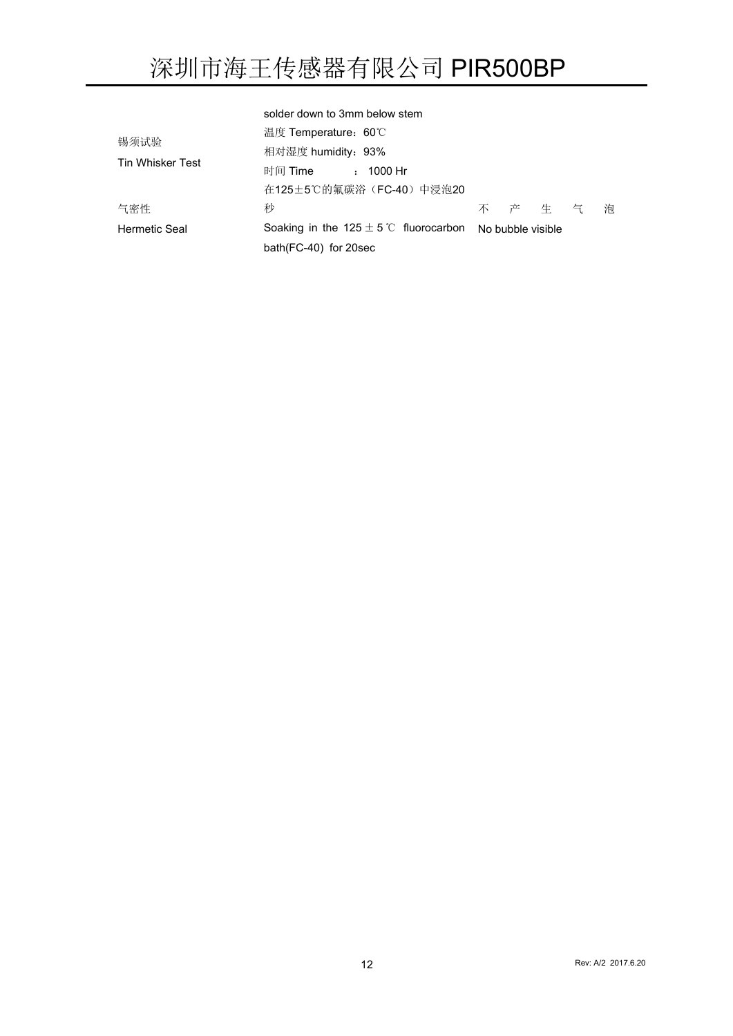| | | |
|---|---|---|
| | solder down to 3mm below stem | |
| 锡须试验<br>Tin Whisker Test | 温度 Temperature：60℃<br>相对湿度 humidity：93%<br>时间 Time ：1000 Hr | |
| 气密性<br>Hermetic Seal | 在125±5℃的氟碳浴（FC-40）中浸泡20秒<br>Soaking in the 125 ± 5 ℃ fluorocarbon bath(FC-40) for 20sec | 不产生气泡<br>No bubble visible |